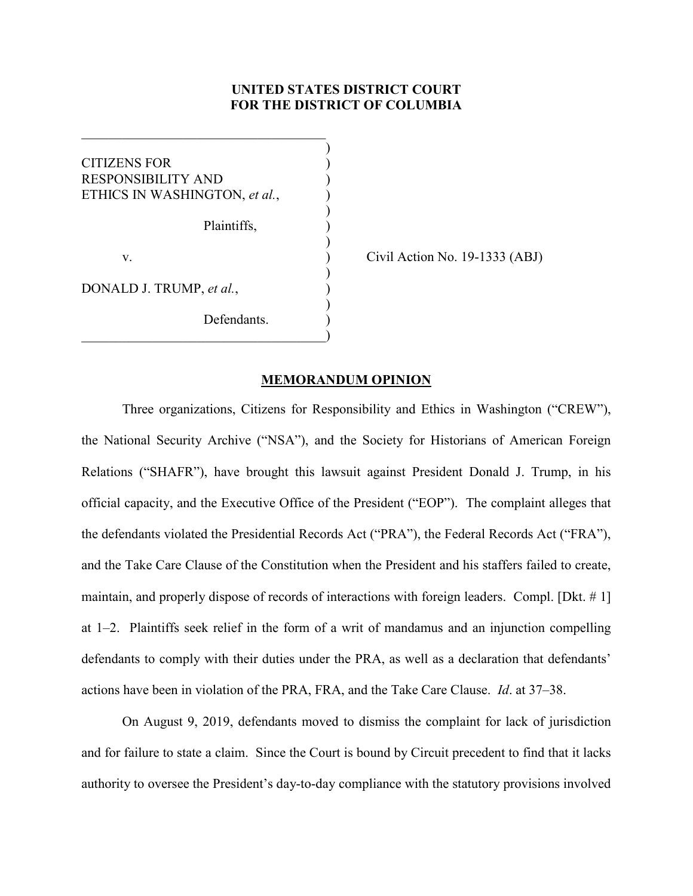**UNITED STATES DISTRICT COURT**
**FOR THE DISTRICT OF COLUMBIA**

| | |
|---|---|
| CITIZENS FOR RESPONSIBILITY AND ETHICS IN WASHINGTON, *et al.*, | |
| Plaintiffs, | |
| v. | Civil Action No. 19-1333 (ABJ) |
| DONALD J. TRUMP, *et al.*, | |
| Defendants. | |

**MEMORANDUM OPINION**

Three organizations, Citizens for Responsibility and Ethics in Washington ("CREW"), the National Security Archive ("NSA"), and the Society for Historians of American Foreign Relations ("SHAFR"), have brought this lawsuit against President Donald J. Trump, in his official capacity, and the Executive Office of the President ("EOP"). The complaint alleges that the defendants violated the Presidential Records Act ("PRA"), the Federal Records Act ("FRA"), and the Take Care Clause of the Constitution when the President and his staffers failed to create, maintain, and properly dispose of records of interactions with foreign leaders. Compl. [Dkt. # 1] at 1–2. Plaintiffs seek relief in the form of a writ of mandamus and an injunction compelling defendants to comply with their duties under the PRA, as well as a declaration that defendants' actions have been in violation of the PRA, FRA, and the Take Care Clause. *Id*. at 37–38.

On August 9, 2019, defendants moved to dismiss the complaint for lack of jurisdiction and for failure to state a claim. Since the Court is bound by Circuit precedent to find that it lacks authority to oversee the President's day-to-day compliance with the statutory provisions involved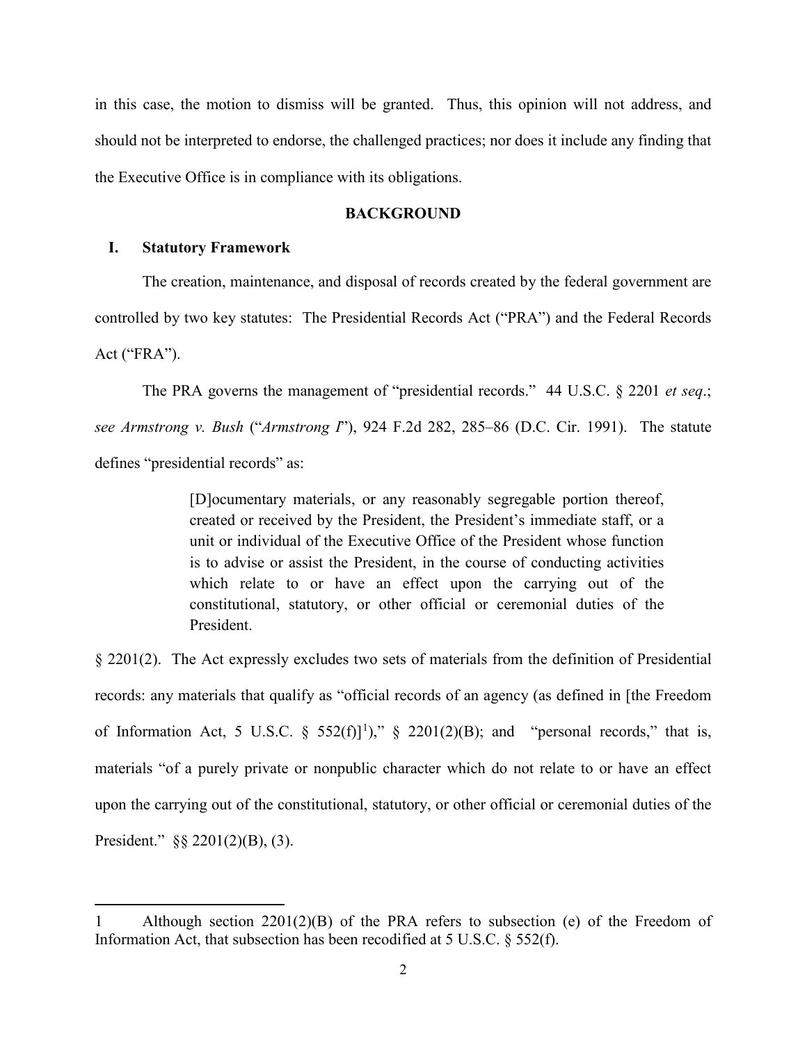in this case, the motion to dismiss will be granted. Thus, this opinion will not address, and should not be interpreted to endorse, the challenged practices; nor does it include any finding that the Executive Office is in compliance with its obligations.

## BACKGROUND

### I. Statutory Framework

The creation, maintenance, and disposal of records created by the federal government are controlled by two key statutes: The Presidential Records Act ("PRA") and the Federal Records Act ("FRA").

The PRA governs the management of "presidential records." 44 U.S.C. § 2201 *et seq*.; *see Armstrong v. Bush* ("*Armstrong I*"), 924 F.2d 282, 285–86 (D.C. Cir. 1991). The statute defines "presidential records" as:

> [D]ocumentary materials, or any reasonably segregable portion thereof, created or received by the President, the President's immediate staff, or a unit or individual of the Executive Office of the President whose function is to advise or assist the President, in the course of conducting activities which relate to or have an effect upon the carrying out of the constitutional, statutory, or other official or ceremonial duties of the President.

§ 2201(2). The Act expressly excludes two sets of materials from the definition of Presidential records: any materials that qualify as "official records of an agency (as defined in [the Freedom of Information Act, 5 U.S.C. § 552(f)][1])," § 2201(2)(B); and "personal records," that is, materials "of a purely private or nonpublic character which do not relate to or have an effect upon the carrying out of the constitutional, statutory, or other official or ceremonial duties of the President." §§ 2201(2)(B), (3).

---

1 Although section 2201(2)(B) of the PRA refers to subsection (e) of the Freedom of Information Act, that subsection has been recodified at 5 U.S.C. § 552(f).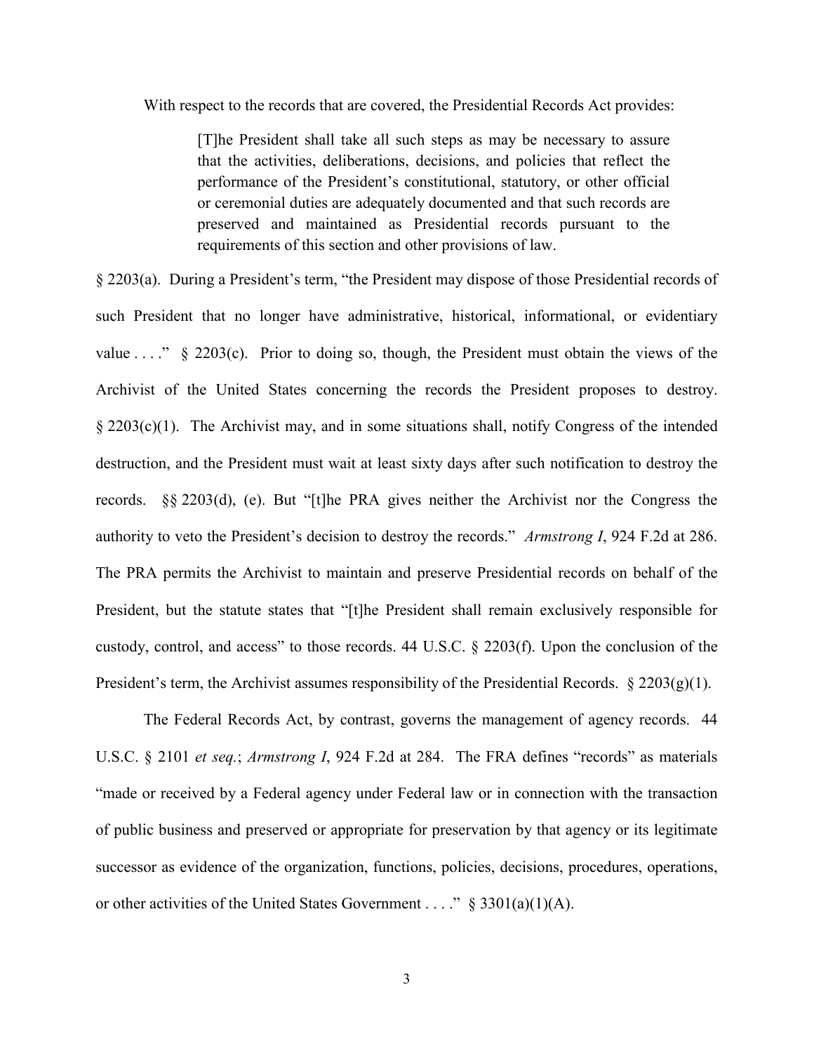With respect to the records that are covered, the Presidential Records Act provides:

> [T]he President shall take all such steps as may be necessary to assure that the activities, deliberations, decisions, and policies that reflect the performance of the President's constitutional, statutory, or other official or ceremonial duties are adequately documented and that such records are preserved and maintained as Presidential records pursuant to the requirements of this section and other provisions of law.

§ 2203(a). During a President's term, "the President may dispose of those Presidential records of such President that no longer have administrative, historical, informational, or evidentiary value . . . ." § 2203(c). Prior to doing so, though, the President must obtain the views of the Archivist of the United States concerning the records the President proposes to destroy. § 2203(c)(1). The Archivist may, and in some situations shall, notify Congress of the intended destruction, and the President must wait at least sixty days after such notification to destroy the records. §§ 2203(d), (e). But "[t]he PRA gives neither the Archivist nor the Congress the authority to veto the President's decision to destroy the records." *Armstrong I*, 924 F.2d at 286. The PRA permits the Archivist to maintain and preserve Presidential records on behalf of the President, but the statute states that "[t]he President shall remain exclusively responsible for custody, control, and access" to those records. 44 U.S.C. § 2203(f). Upon the conclusion of the President's term, the Archivist assumes responsibility of the Presidential Records. § 2203(g)(1).

The Federal Records Act, by contrast, governs the management of agency records. 44 U.S.C. § 2101 *et seq.*; *Armstrong I*, 924 F.2d at 284. The FRA defines "records" as materials "made or received by a Federal agency under Federal law or in connection with the transaction of public business and preserved or appropriate for preservation by that agency or its legitimate successor as evidence of the organization, functions, policies, decisions, procedures, operations, or other activities of the United States Government . . . ." § 3301(a)(1)(A).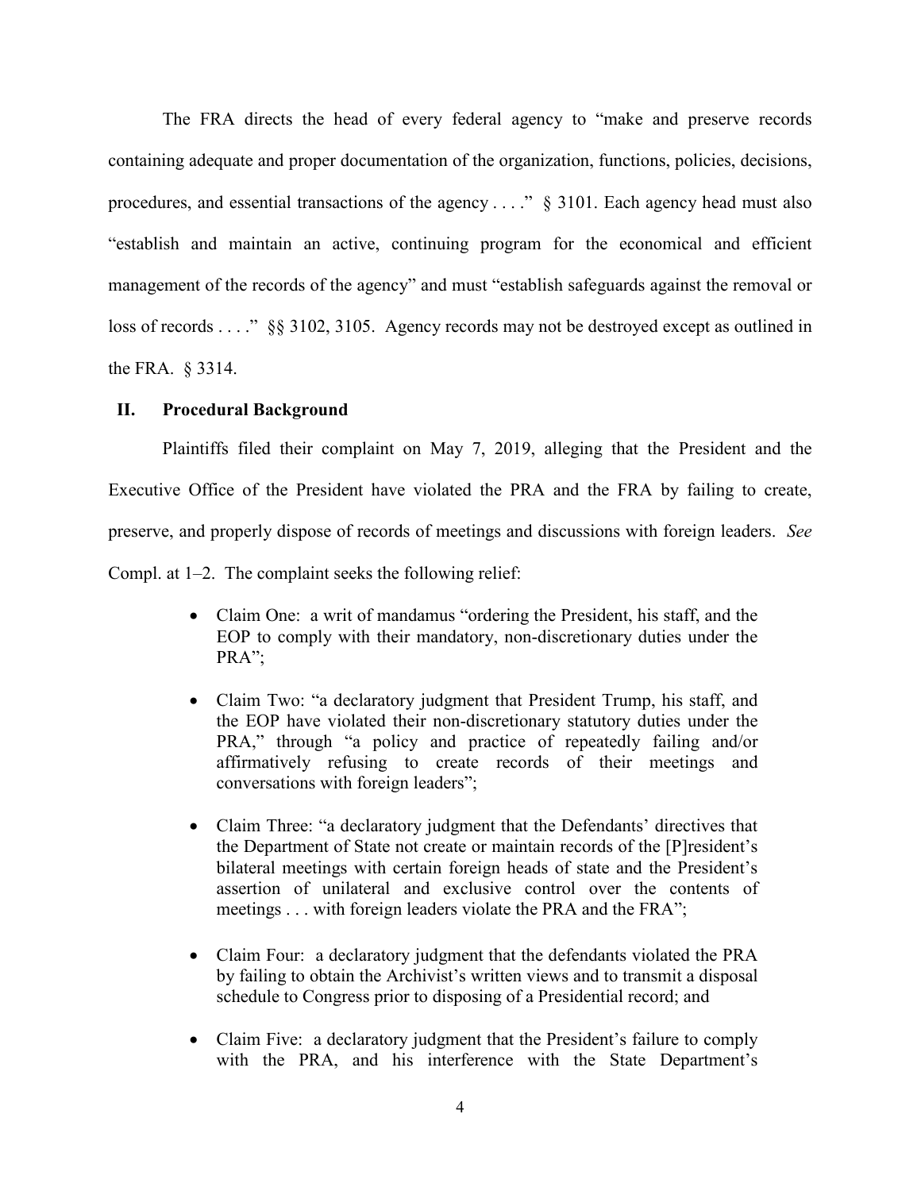The FRA directs the head of every federal agency to "make and preserve records containing adequate and proper documentation of the organization, functions, policies, decisions, procedures, and essential transactions of the agency . . . ." § 3101. Each agency head must also "establish and maintain an active, continuing program for the economical and efficient management of the records of the agency" and must "establish safeguards against the removal or loss of records . . . ." §§ 3102, 3105. Agency records may not be destroyed except as outlined in the FRA. § 3314.

## II. Procedural Background

Plaintiffs filed their complaint on May 7, 2019, alleging that the President and the Executive Office of the President have violated the PRA and the FRA by failing to create, preserve, and properly dispose of records of meetings and discussions with foreign leaders. *See* Compl. at 1–2. The complaint seeks the following relief:

- Claim One: a writ of mandamus "ordering the President, his staff, and the EOP to comply with their mandatory, non-discretionary duties under the PRA";
- Claim Two: "a declaratory judgment that President Trump, his staff, and the EOP have violated their non-discretionary statutory duties under the PRA," through "a policy and practice of repeatedly failing and/or affirmatively refusing to create records of their meetings and conversations with foreign leaders";
- Claim Three: "a declaratory judgment that the Defendants' directives that the Department of State not create or maintain records of the [P]resident's bilateral meetings with certain foreign heads of state and the President's assertion of unilateral and exclusive control over the contents of meetings . . . with foreign leaders violate the PRA and the FRA";
- Claim Four: a declaratory judgment that the defendants violated the PRA by failing to obtain the Archivist's written views and to transmit a disposal schedule to Congress prior to disposing of a Presidential record; and
- Claim Five: a declaratory judgment that the President's failure to comply with the PRA, and his interference with the State Department's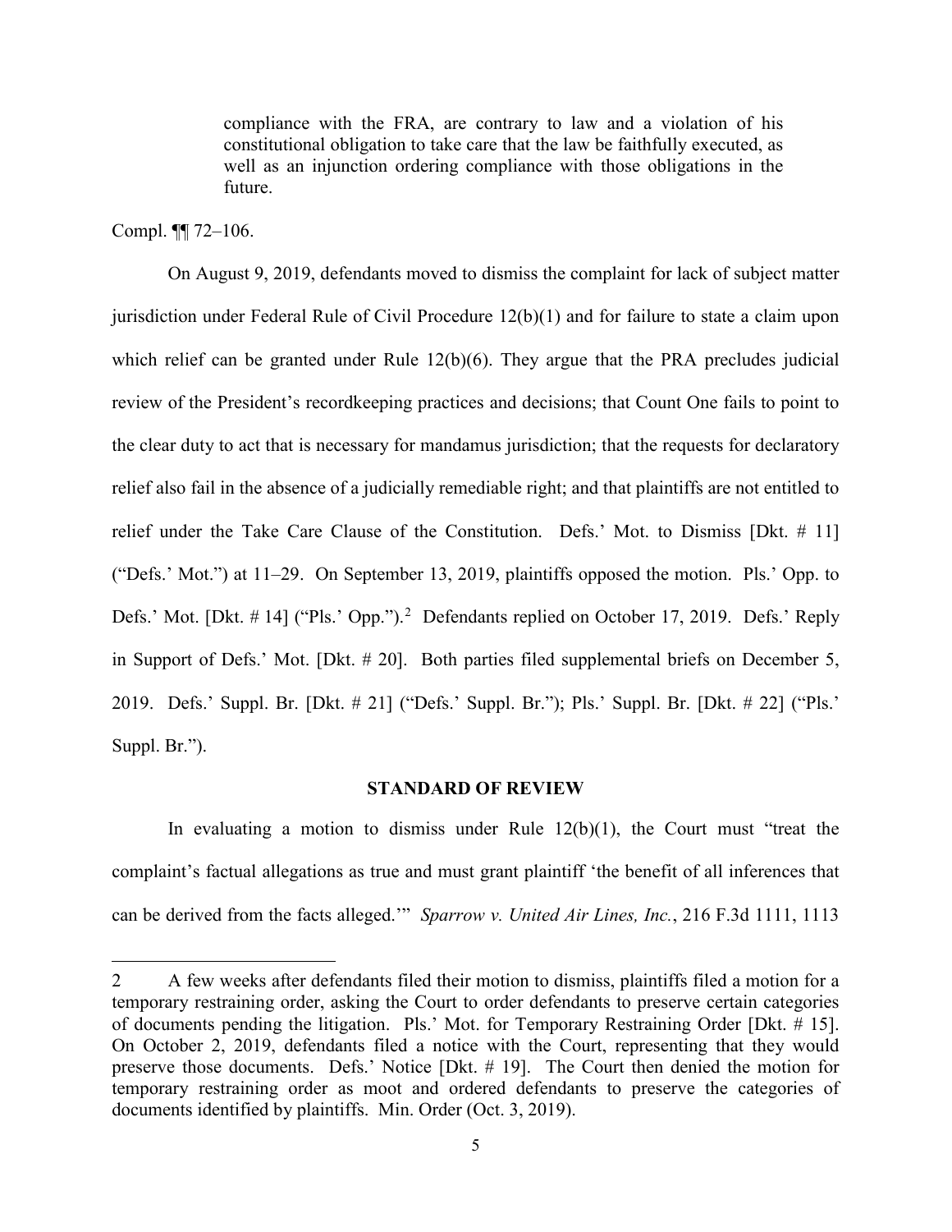> compliance with the FRA, are contrary to law and a violation of his constitutional obligation to take care that the law be faithfully executed, as well as an injunction ordering compliance with those obligations in the future.

Compl. ¶¶ 72–106.

On August 9, 2019, defendants moved to dismiss the complaint for lack of subject matter jurisdiction under Federal Rule of Civil Procedure 12(b)(1) and for failure to state a claim upon which relief can be granted under Rule 12(b)(6). They argue that the PRA precludes judicial review of the President's recordkeeping practices and decisions; that Count One fails to point to the clear duty to act that is necessary for mandamus jurisdiction; that the requests for declaratory relief also fail in the absence of a judicially remediable right; and that plaintiffs are not entitled to relief under the Take Care Clause of the Constitution. Defs.' Mot. to Dismiss [Dkt. # 11] ("Defs.' Mot.") at 11–29. On September 13, 2019, plaintiffs opposed the motion. Pls.' Opp. to Defs.' Mot. [Dkt. # 14] ("Pls.' Opp.").[2] Defendants replied on October 17, 2019. Defs.' Reply in Support of Defs.' Mot. [Dkt. # 20]. Both parties filed supplemental briefs on December 5, 2019. Defs.' Suppl. Br. [Dkt. # 21] ("Defs.' Suppl. Br."); Pls.' Suppl. Br. [Dkt. # 22] ("Pls.' Suppl. Br.").

## STANDARD OF REVIEW

In evaluating a motion to dismiss under Rule 12(b)(1), the Court must "treat the complaint's factual allegations as true and must grant plaintiff 'the benefit of all inferences that can be derived from the facts alleged.'" *Sparrow v. United Air Lines, Inc.*, 216 F.3d 1111, 1113

---

2 A few weeks after defendants filed their motion to dismiss, plaintiffs filed a motion for a temporary restraining order, asking the Court to order defendants to preserve certain categories of documents pending the litigation. Pls.' Mot. for Temporary Restraining Order [Dkt. # 15]. On October 2, 2019, defendants filed a notice with the Court, representing that they would preserve those documents. Defs.' Notice [Dkt. # 19]. The Court then denied the motion for temporary restraining order as moot and ordered defendants to preserve the categories of documents identified by plaintiffs. Min. Order (Oct. 3, 2019).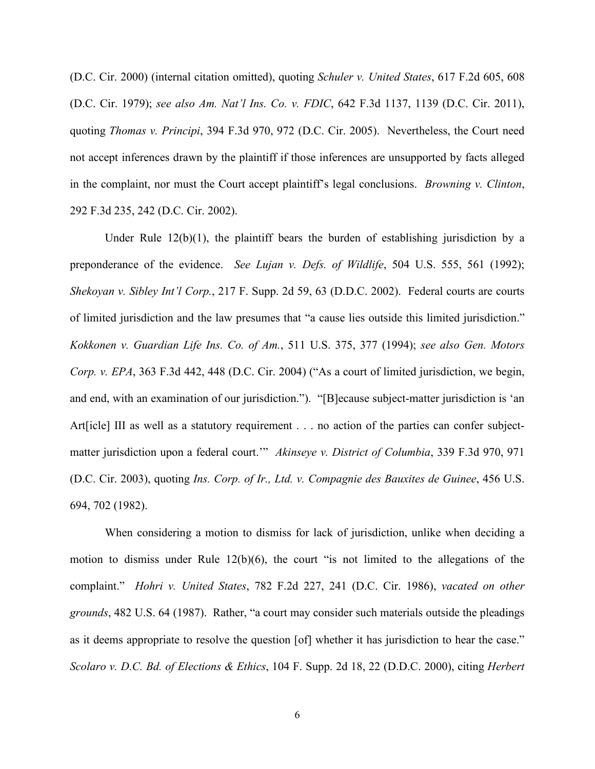(D.C. Cir. 2000) (internal citation omitted), quoting *Schuler v. United States*, 617 F.2d 605, 608 (D.C. Cir. 1979); *see also Am. Nat'l Ins. Co. v. FDIC*, 642 F.3d 1137, 1139 (D.C. Cir. 2011), quoting *Thomas v. Principi*, 394 F.3d 970, 972 (D.C. Cir. 2005). Nevertheless, the Court need not accept inferences drawn by the plaintiff if those inferences are unsupported by facts alleged in the complaint, nor must the Court accept plaintiff's legal conclusions. *Browning v. Clinton*, 292 F.3d 235, 242 (D.C. Cir. 2002).

Under Rule 12(b)(1), the plaintiff bears the burden of establishing jurisdiction by a preponderance of the evidence. *See Lujan v. Defs. of Wildlife*, 504 U.S. 555, 561 (1992); *Shekoyan v. Sibley Int'l Corp.*, 217 F. Supp. 2d 59, 63 (D.D.C. 2002). Federal courts are courts of limited jurisdiction and the law presumes that "a cause lies outside this limited jurisdiction." *Kokkonen v. Guardian Life Ins. Co. of Am.*, 511 U.S. 375, 377 (1994); *see also Gen. Motors Corp. v. EPA*, 363 F.3d 442, 448 (D.C. Cir. 2004) ("As a court of limited jurisdiction, we begin, and end, with an examination of our jurisdiction."). "[B]ecause subject-matter jurisdiction is 'an Art[icle] III as well as a statutory requirement . . . no action of the parties can confer subject-matter jurisdiction upon a federal court.'" *Akinseye v. District of Columbia*, 339 F.3d 970, 971 (D.C. Cir. 2003), quoting *Ins. Corp. of Ir., Ltd. v. Compagnie des Bauxites de Guinee*, 456 U.S. 694, 702 (1982).

When considering a motion to dismiss for lack of jurisdiction, unlike when deciding a motion to dismiss under Rule 12(b)(6), the court "is not limited to the allegations of the complaint." *Hohri v. United States*, 782 F.2d 227, 241 (D.C. Cir. 1986), *vacated on other grounds*, 482 U.S. 64 (1987). Rather, "a court may consider such materials outside the pleadings as it deems appropriate to resolve the question [of] whether it has jurisdiction to hear the case." *Scolaro v. D.C. Bd. of Elections & Ethics*, 104 F. Supp. 2d 18, 22 (D.D.C. 2000), citing *Herbert*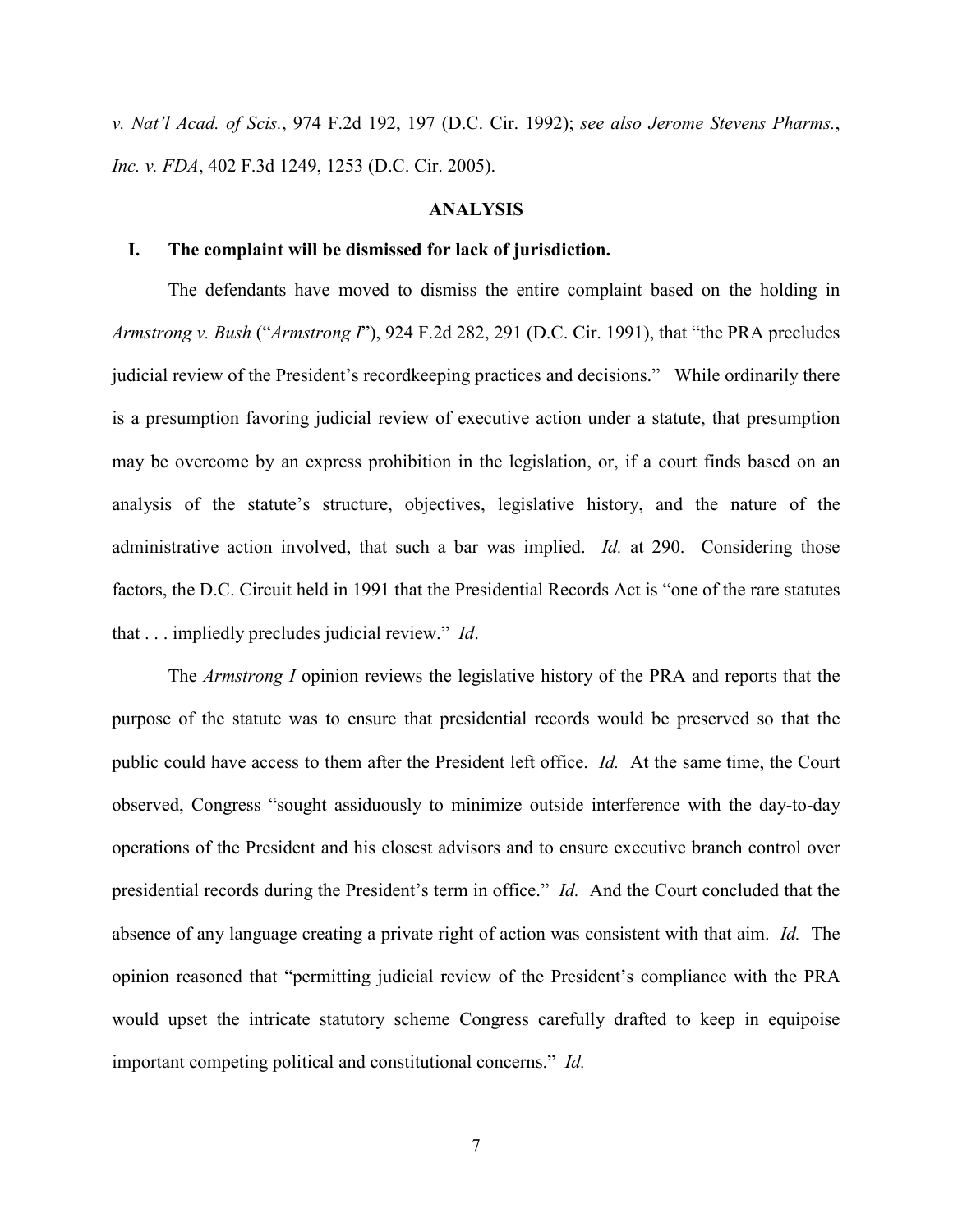*v. Nat'l Acad. of Scis.*, 974 F.2d 192, 197 (D.C. Cir. 1992); *see also Jerome Stevens Pharms., Inc. v. FDA*, 402 F.3d 1249, 1253 (D.C. Cir. 2005).

## ANALYSIS

### I. The complaint will be dismissed for lack of jurisdiction.

The defendants have moved to dismiss the entire complaint based on the holding in *Armstrong v. Bush* ("*Armstrong I*"), 924 F.2d 282, 291 (D.C. Cir. 1991), that "the PRA precludes judicial review of the President's recordkeeping practices and decisions." While ordinarily there is a presumption favoring judicial review of executive action under a statute, that presumption may be overcome by an express prohibition in the legislation, or, if a court finds based on an analysis of the statute's structure, objectives, legislative history, and the nature of the administrative action involved, that such a bar was implied. *Id.* at 290. Considering those factors, the D.C. Circuit held in 1991 that the Presidential Records Act is "one of the rare statutes that . . . impliedly precludes judicial review." *Id*.

The *Armstrong I* opinion reviews the legislative history of the PRA and reports that the purpose of the statute was to ensure that presidential records would be preserved so that the public could have access to them after the President left office. *Id.* At the same time, the Court observed, Congress "sought assiduously to minimize outside interference with the day-to-day operations of the President and his closest advisors and to ensure executive branch control over presidential records during the President's term in office." *Id.* And the Court concluded that the absence of any language creating a private right of action was consistent with that aim. *Id.* The opinion reasoned that "permitting judicial review of the President's compliance with the PRA would upset the intricate statutory scheme Congress carefully drafted to keep in equipoise important competing political and constitutional concerns." *Id.*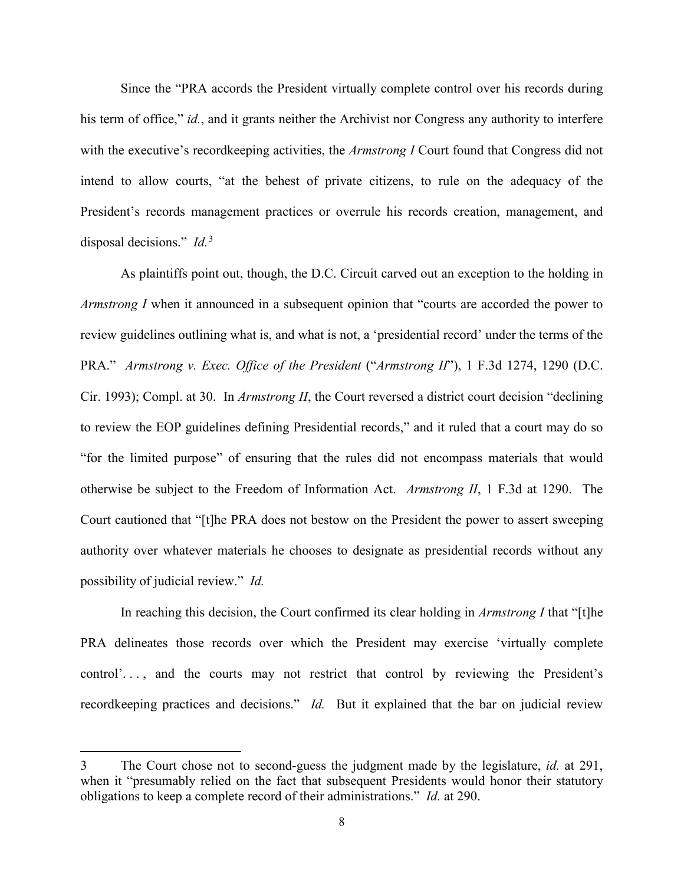Since the "PRA accords the President virtually complete control over his records during his term of office," *id.*, and it grants neither the Archivist nor Congress any authority to interfere with the executive's recordkeeping activities, the *Armstrong I* Court found that Congress did not intend to allow courts, "at the behest of private citizens, to rule on the adequacy of the President's records management practices or overrule his records creation, management, and disposal decisions." *Id.*[3]

As plaintiffs point out, though, the D.C. Circuit carved out an exception to the holding in *Armstrong I* when it announced in a subsequent opinion that "courts are accorded the power to review guidelines outlining what is, and what is not, a 'presidential record' under the terms of the PRA." *Armstrong v. Exec. Office of the President* ("*Armstrong II*"), 1 F.3d 1274, 1290 (D.C. Cir. 1993); Compl. at 30. In *Armstrong II*, the Court reversed a district court decision "declining to review the EOP guidelines defining Presidential records," and it ruled that a court may do so "for the limited purpose" of ensuring that the rules did not encompass materials that would otherwise be subject to the Freedom of Information Act. *Armstrong II*, 1 F.3d at 1290. The Court cautioned that "[t]he PRA does not bestow on the President the power to assert sweeping authority over whatever materials he chooses to designate as presidential records without any possibility of judicial review." *Id.*

In reaching this decision, the Court confirmed its clear holding in *Armstrong I* that "[t]he PRA delineates those records over which the President may exercise 'virtually complete control'. . . , and the courts may not restrict that control by reviewing the President's recordkeeping practices and decisions." *Id.* But it explained that the bar on judicial review

---

3 The Court chose not to second-guess the judgment made by the legislature, *id.* at 291, when it "presumably relied on the fact that subsequent Presidents would honor their statutory obligations to keep a complete record of their administrations." *Id.* at 290.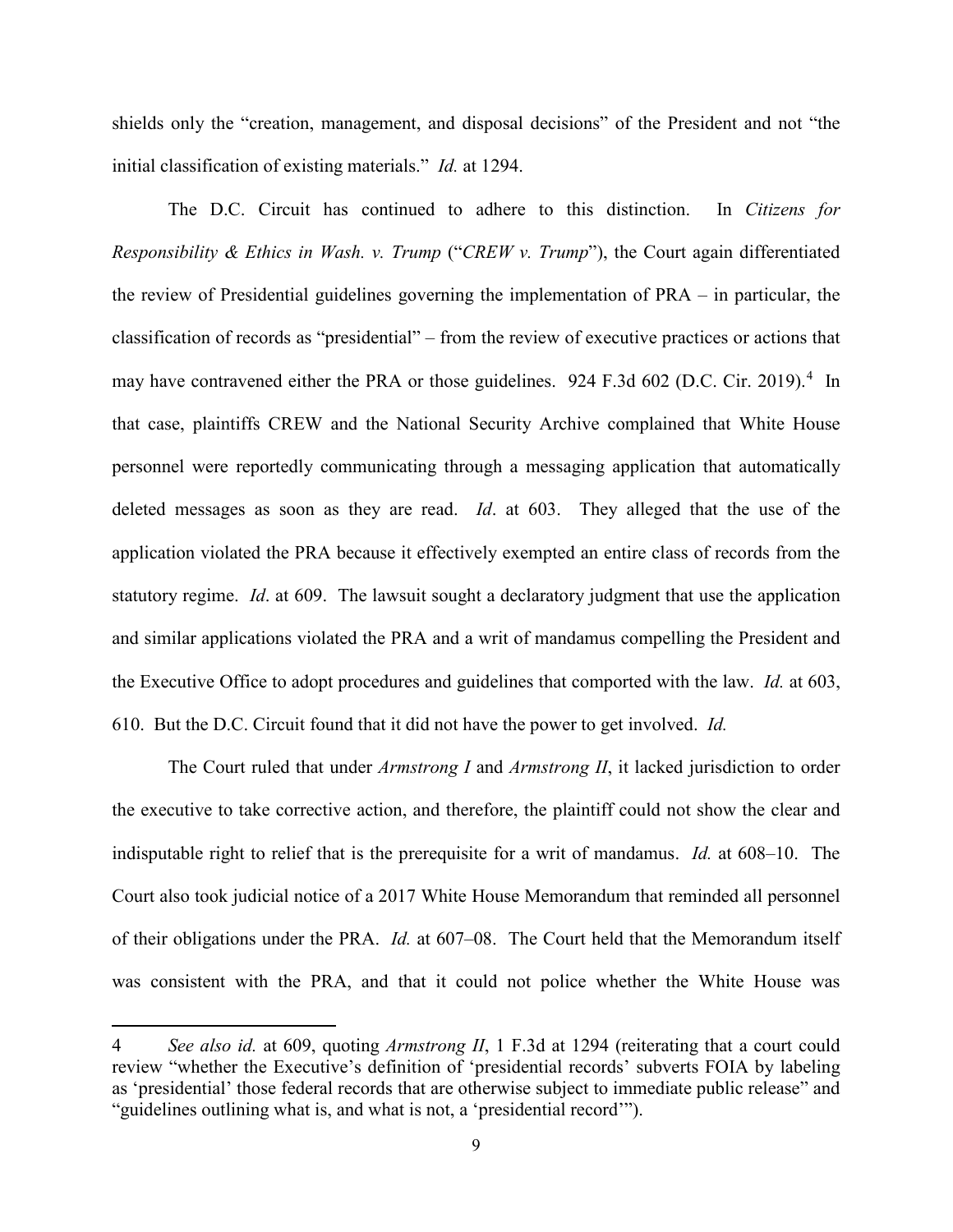shields only the "creation, management, and disposal decisions" of the President and not "the initial classification of existing materials." *Id.* at 1294.

The D.C. Circuit has continued to adhere to this distinction. In *Citizens for Responsibility & Ethics in Wash. v. Trump* ("*CREW v. Trump*"), the Court again differentiated the review of Presidential guidelines governing the implementation of PRA – in particular, the classification of records as "presidential" – from the review of executive practices or actions that may have contravened either the PRA or those guidelines. 924 F.3d 602 (D.C. Cir. 2019).[4] In that case, plaintiffs CREW and the National Security Archive complained that White House personnel were reportedly communicating through a messaging application that automatically deleted messages as soon as they are read. *Id*. at 603. They alleged that the use of the application violated the PRA because it effectively exempted an entire class of records from the statutory regime. *Id*. at 609. The lawsuit sought a declaratory judgment that use the application and similar applications violated the PRA and a writ of mandamus compelling the President and the Executive Office to adopt procedures and guidelines that comported with the law. *Id.* at 603, 610. But the D.C. Circuit found that it did not have the power to get involved. *Id.*

The Court ruled that under *Armstrong I* and *Armstrong II*, it lacked jurisdiction to order the executive to take corrective action, and therefore, the plaintiff could not show the clear and indisputable right to relief that is the prerequisite for a writ of mandamus. *Id.* at 608–10. The Court also took judicial notice of a 2017 White House Memorandum that reminded all personnel of their obligations under the PRA. *Id.* at 607–08. The Court held that the Memorandum itself was consistent with the PRA, and that it could not police whether the White House was

---

4 *See also id.* at 609, quoting *Armstrong II*, 1 F.3d at 1294 (reiterating that a court could review "whether the Executive's definition of 'presidential records' subverts FOIA by labeling as 'presidential' those federal records that are otherwise subject to immediate public release" and "guidelines outlining what is, and what is not, a 'presidential record'").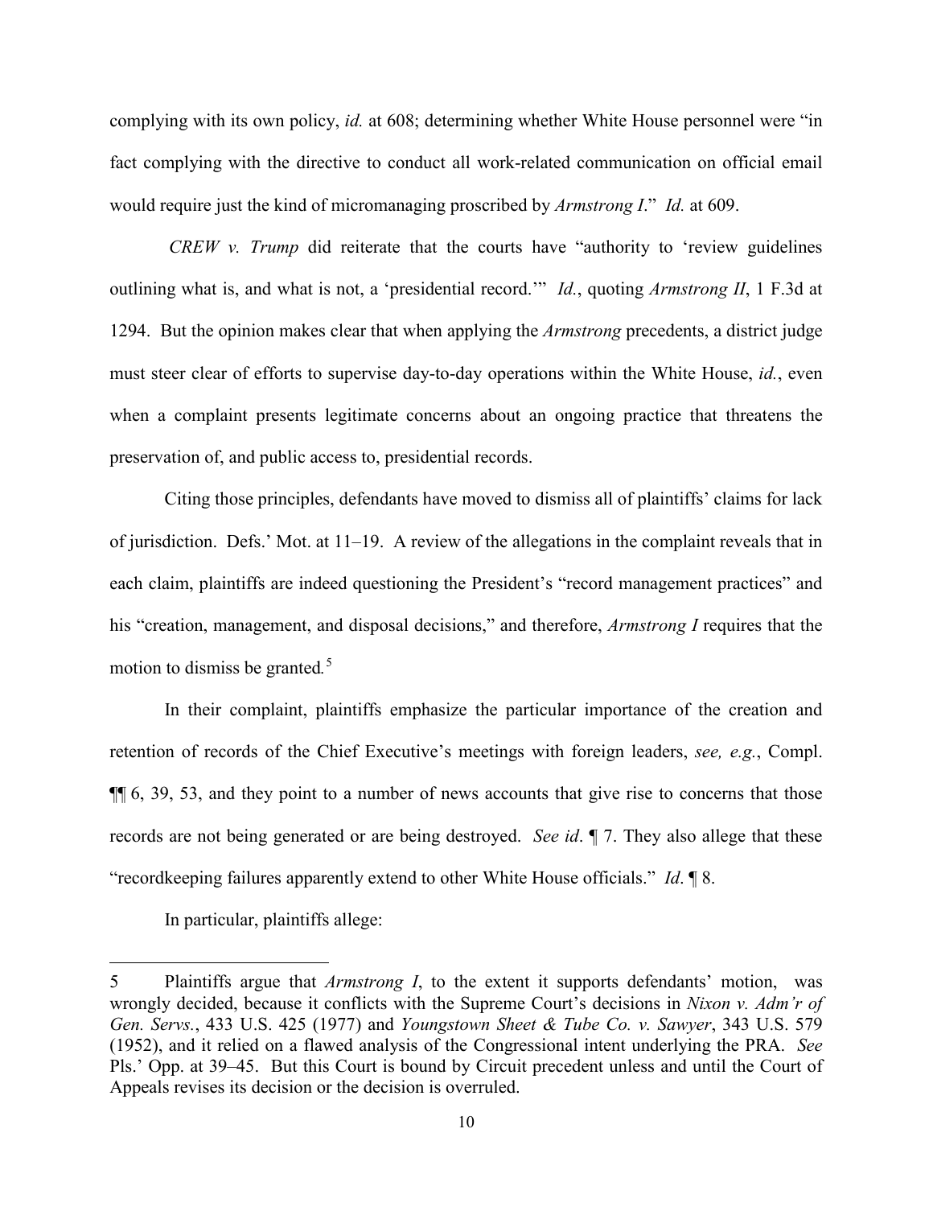complying with its own policy, *id.* at 608; determining whether White House personnel were "in fact complying with the directive to conduct all work-related communication on official email would require just the kind of micromanaging proscribed by *Armstrong I*." *Id.* at 609.

*CREW v. Trump* did reiterate that the courts have "authority to 'review guidelines outlining what is, and what is not, a 'presidential record.'" *Id.*, quoting *Armstrong II*, 1 F.3d at 1294. But the opinion makes clear that when applying the *Armstrong* precedents, a district judge must steer clear of efforts to supervise day-to-day operations within the White House, *id.*, even when a complaint presents legitimate concerns about an ongoing practice that threatens the preservation of, and public access to, presidential records.

Citing those principles, defendants have moved to dismiss all of plaintiffs' claims for lack of jurisdiction. Defs.' Mot. at 11–19. A review of the allegations in the complaint reveals that in each claim, plaintiffs are indeed questioning the President's "record management practices" and his "creation, management, and disposal decisions," and therefore, *Armstrong I* requires that the motion to dismiss be granted.[5]

In their complaint, plaintiffs emphasize the particular importance of the creation and retention of records of the Chief Executive's meetings with foreign leaders, *see, e.g.*, Compl. ¶¶ 6, 39, 53, and they point to a number of news accounts that give rise to concerns that those records are not being generated or are being destroyed. *See id*. ¶ 7. They also allege that these "recordkeeping failures apparently extend to other White House officials." *Id*. ¶ 8.

In particular, plaintiffs allege:

---

5 Plaintiffs argue that *Armstrong I*, to the extent it supports defendants' motion, was wrongly decided, because it conflicts with the Supreme Court's decisions in *Nixon v. Adm'r of Gen. Servs.*, 433 U.S. 425 (1977) and *Youngstown Sheet & Tube Co. v. Sawyer*, 343 U.S. 579 (1952), and it relied on a flawed analysis of the Congressional intent underlying the PRA. *See* Pls.' Opp. at 39–45. But this Court is bound by Circuit precedent unless and until the Court of Appeals revises its decision or the decision is overruled.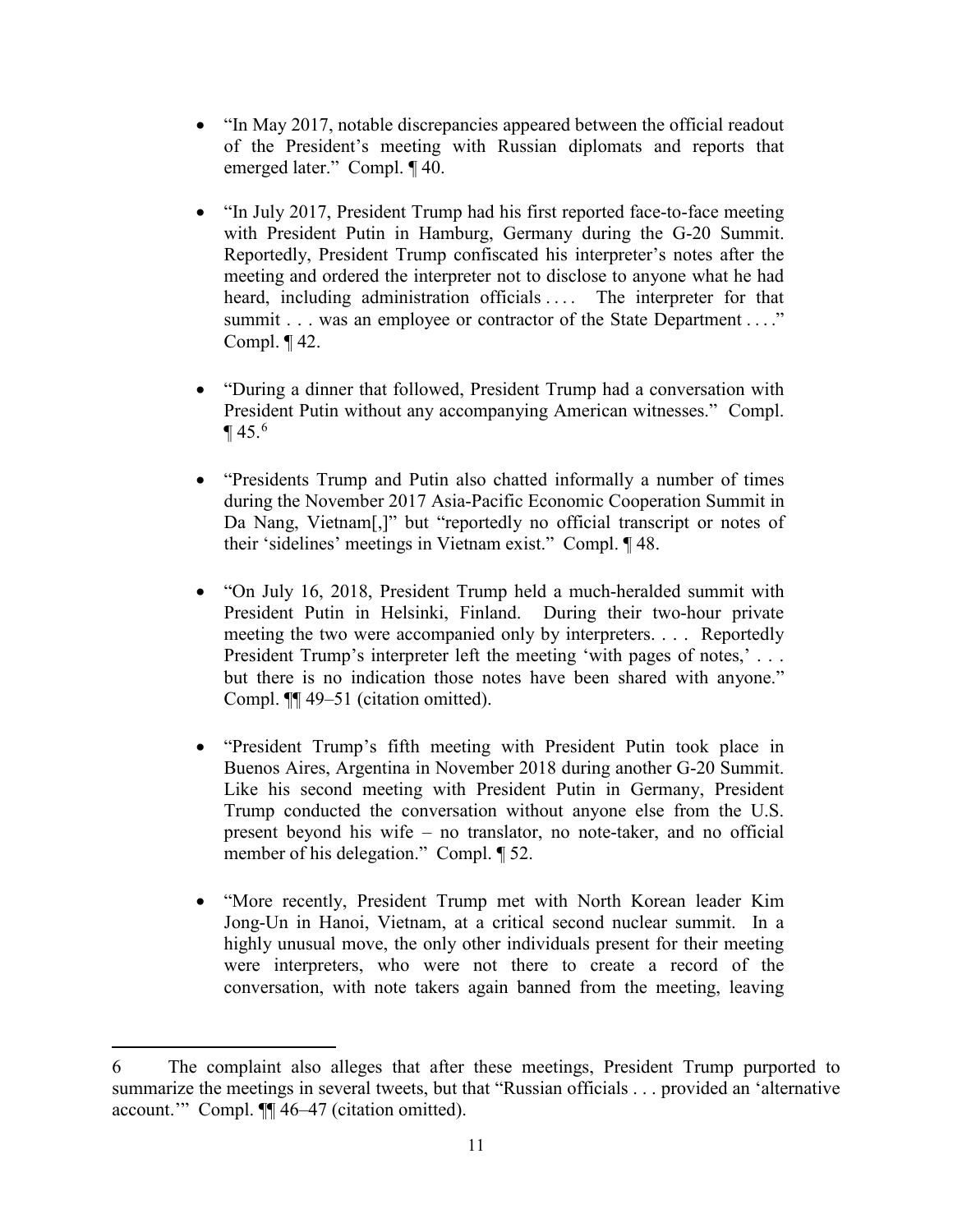- "In May 2017, notable discrepancies appeared between the official readout of the President's meeting with Russian diplomats and reports that emerged later." Compl. ¶ 40.

- "In July 2017, President Trump had his first reported face-to-face meeting with President Putin in Hamburg, Germany during the G-20 Summit. Reportedly, President Trump confiscated his interpreter's notes after the meeting and ordered the interpreter not to disclose to anyone what he had heard, including administration officials . . . . The interpreter for that summit . . . was an employee or contractor of the State Department . . . ." Compl. ¶ 42.

- "During a dinner that followed, President Trump had a conversation with President Putin without any accompanying American witnesses." Compl. ¶ 45.[6]

- "Presidents Trump and Putin also chatted informally a number of times during the November 2017 Asia-Pacific Economic Cooperation Summit in Da Nang, Vietnam[,]" but "reportedly no official transcript or notes of their 'sidelines' meetings in Vietnam exist." Compl. ¶ 48.

- "On July 16, 2018, President Trump held a much-heralded summit with President Putin in Helsinki, Finland. During their two-hour private meeting the two were accompanied only by interpreters. . . . Reportedly President Trump's interpreter left the meeting 'with pages of notes,' . . . but there is no indication those notes have been shared with anyone." Compl. ¶¶ 49–51 (citation omitted).

- "President Trump's fifth meeting with President Putin took place in Buenos Aires, Argentina in November 2018 during another G-20 Summit. Like his second meeting with President Putin in Germany, President Trump conducted the conversation without anyone else from the U.S. present beyond his wife – no translator, no note-taker, and no official member of his delegation." Compl. ¶ 52.

- "More recently, President Trump met with North Korean leader Kim Jong-Un in Hanoi, Vietnam, at a critical second nuclear summit. In a highly unusual move, the only other individuals present for their meeting were interpreters, who were not there to create a record of the conversation, with note takers again banned from the meeting, leaving

---

6 The complaint also alleges that after these meetings, President Trump purported to summarize the meetings in several tweets, but that "Russian officials . . . provided an 'alternative account.'" Compl. ¶¶ 46–47 (citation omitted).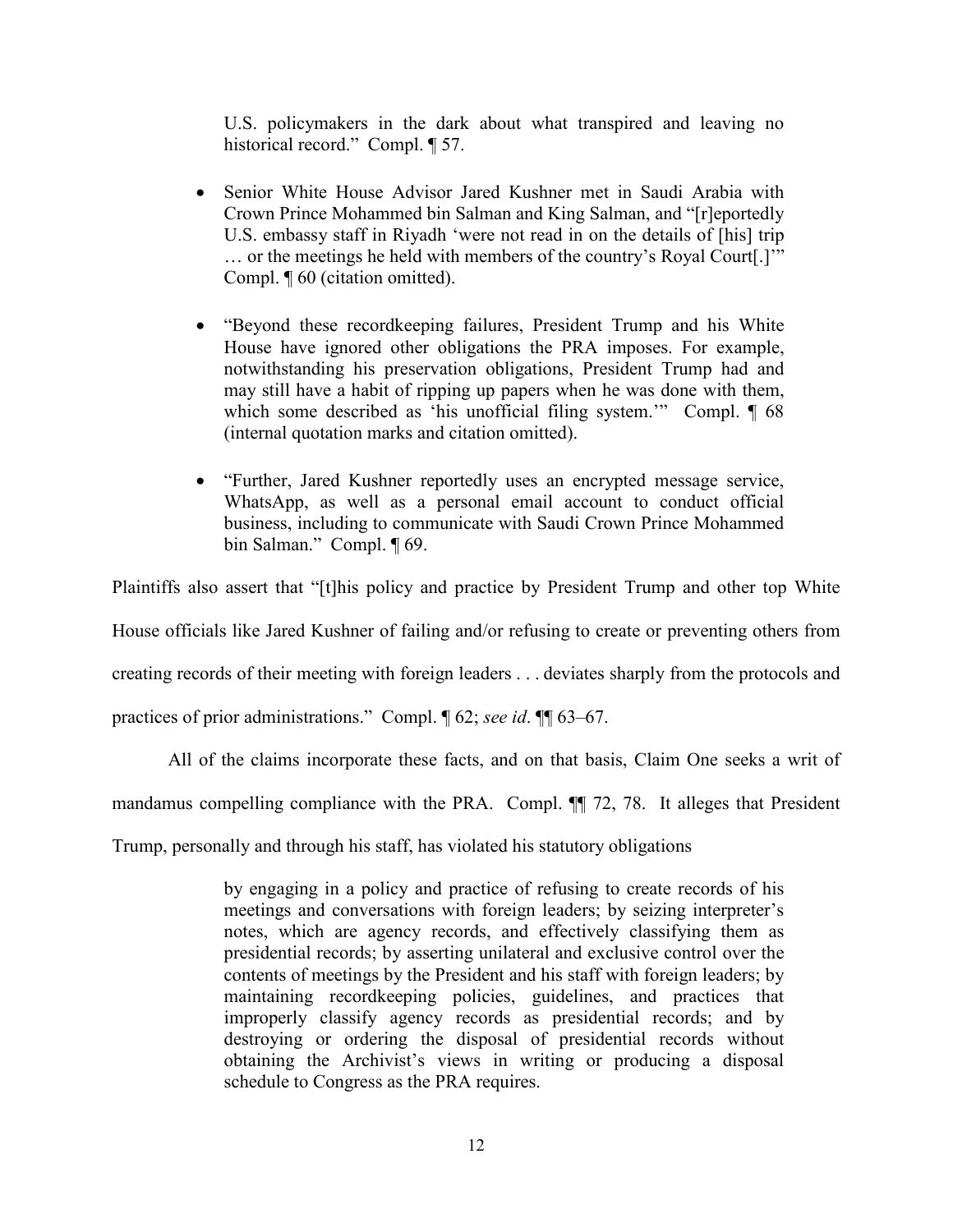U.S. policymakers in the dark about what transpired and leaving no historical record." Compl. ¶ 57.

- Senior White House Advisor Jared Kushner met in Saudi Arabia with Crown Prince Mohammed bin Salman and King Salman, and "[r]eportedly U.S. embassy staff in Riyadh 'were not read in on the details of [his] trip … or the meetings he held with members of the country's Royal Court[.]'" Compl. ¶ 60 (citation omitted).

- "Beyond these recordkeeping failures, President Trump and his White House have ignored other obligations the PRA imposes. For example, notwithstanding his preservation obligations, President Trump had and may still have a habit of ripping up papers when he was done with them, which some described as 'his unofficial filing system.'" Compl. ¶ 68 (internal quotation marks and citation omitted).

- "Further, Jared Kushner reportedly uses an encrypted message service, WhatsApp, as well as a personal email account to conduct official business, including to communicate with Saudi Crown Prince Mohammed bin Salman." Compl. ¶ 69.

Plaintiffs also assert that "[t]his policy and practice by President Trump and other top White House officials like Jared Kushner of failing and/or refusing to create or preventing others from creating records of their meeting with foreign leaders . . . deviates sharply from the protocols and practices of prior administrations." Compl. ¶ 62; *see id*. ¶¶ 63–67.

All of the claims incorporate these facts, and on that basis, Claim One seeks a writ of mandamus compelling compliance with the PRA. Compl. ¶¶ 72, 78. It alleges that President Trump, personally and through his staff, has violated his statutory obligations

> by engaging in a policy and practice of refusing to create records of his meetings and conversations with foreign leaders; by seizing interpreter's notes, which are agency records, and effectively classifying them as presidential records; by asserting unilateral and exclusive control over the contents of meetings by the President and his staff with foreign leaders; by maintaining recordkeeping policies, guidelines, and practices that improperly classify agency records as presidential records; and by destroying or ordering the disposal of presidential records without obtaining the Archivist's views in writing or producing a disposal schedule to Congress as the PRA requires.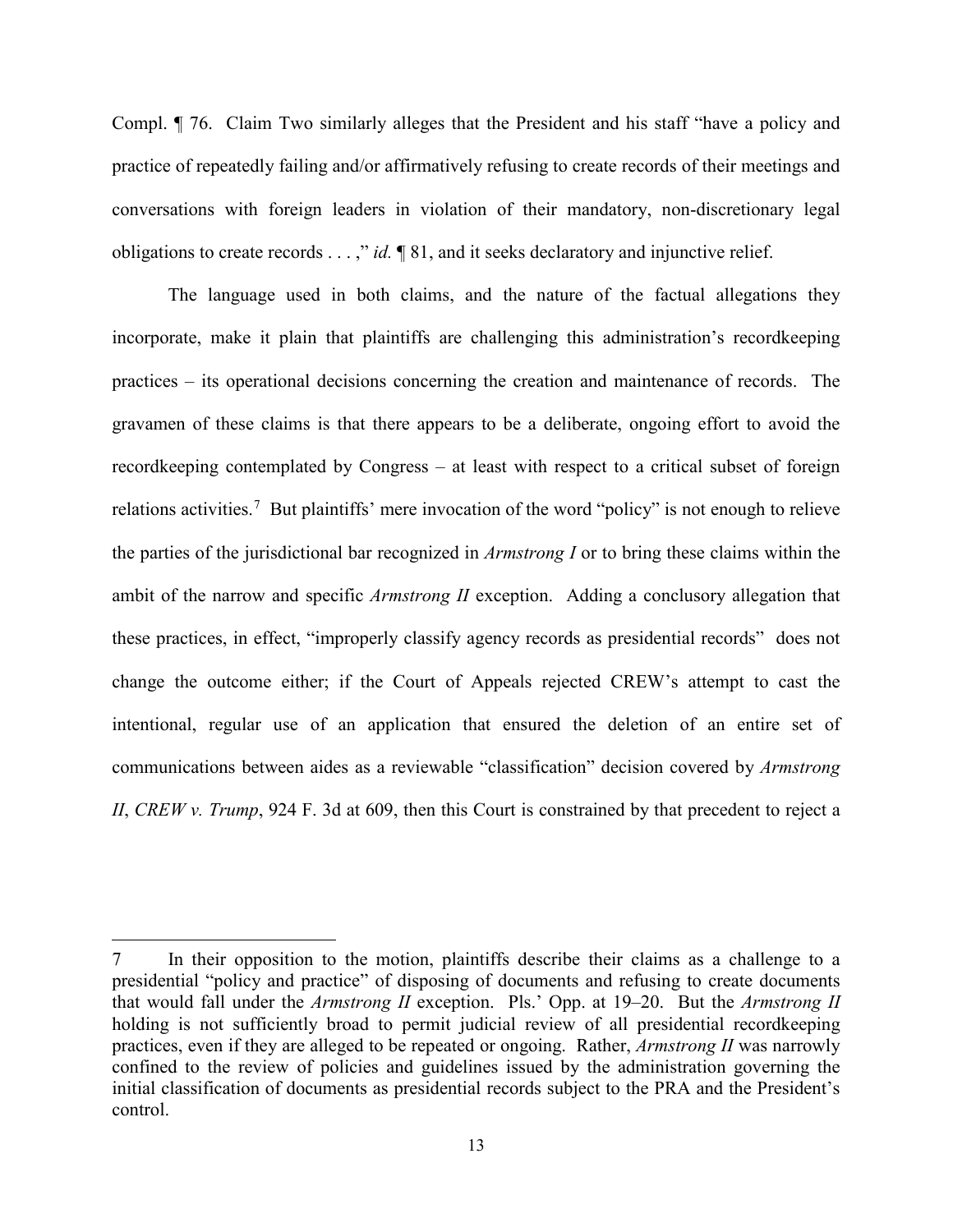Compl. ¶ 76. Claim Two similarly alleges that the President and his staff "have a policy and practice of repeatedly failing and/or affirmatively refusing to create records of their meetings and conversations with foreign leaders in violation of their mandatory, non-discretionary legal obligations to create records . . . ," *id.* ¶ 81, and it seeks declaratory and injunctive relief.

The language used in both claims, and the nature of the factual allegations they incorporate, make it plain that plaintiffs are challenging this administration's recordkeeping practices – its operational decisions concerning the creation and maintenance of records. The gravamen of these claims is that there appears to be a deliberate, ongoing effort to avoid the recordkeeping contemplated by Congress – at least with respect to a critical subset of foreign relations activities.[7] But plaintiffs' mere invocation of the word "policy" is not enough to relieve the parties of the jurisdictional bar recognized in *Armstrong I* or to bring these claims within the ambit of the narrow and specific *Armstrong II* exception. Adding a conclusory allegation that these practices, in effect, "improperly classify agency records as presidential records" does not change the outcome either; if the Court of Appeals rejected CREW's attempt to cast the intentional, regular use of an application that ensured the deletion of an entire set of communications between aides as a reviewable "classification" decision covered by *Armstrong II*, *CREW v. Trump*, 924 F. 3d at 609, then this Court is constrained by that precedent to reject a

---

[7] In their opposition to the motion, plaintiffs describe their claims as a challenge to a presidential "policy and practice" of disposing of documents and refusing to create documents that would fall under the *Armstrong II* exception. Pls.' Opp. at 19–20. But the *Armstrong II* holding is not sufficiently broad to permit judicial review of all presidential recordkeeping practices, even if they are alleged to be repeated or ongoing. Rather, *Armstrong II* was narrowly confined to the review of policies and guidelines issued by the administration governing the initial classification of documents as presidential records subject to the PRA and the President's control.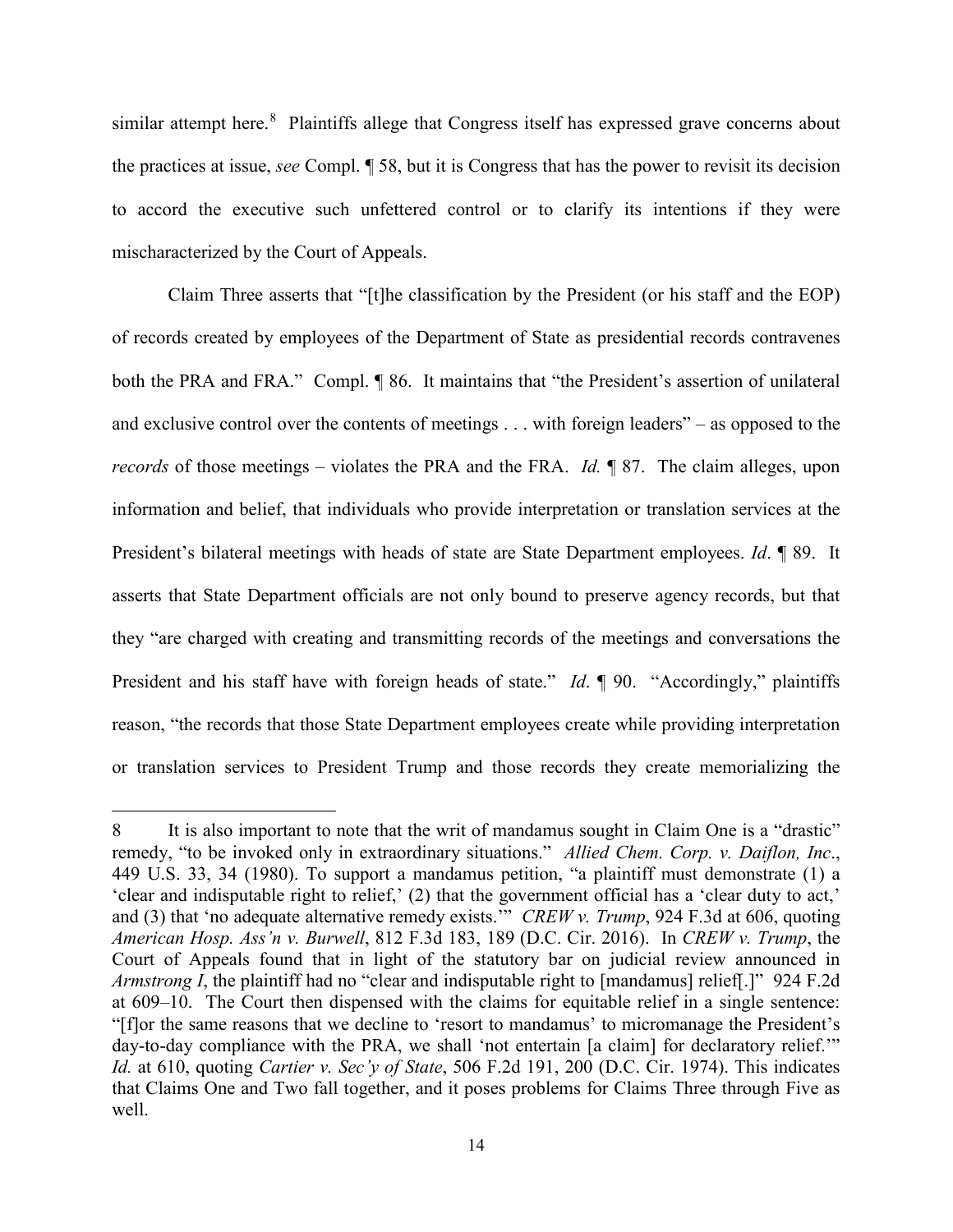similar attempt here.[8] Plaintiffs allege that Congress itself has expressed grave concerns about the practices at issue, *see* Compl. ¶ 58, but it is Congress that has the power to revisit its decision to accord the executive such unfettered control or to clarify its intentions if they were mischaracterized by the Court of Appeals.

Claim Three asserts that "[t]he classification by the President (or his staff and the EOP) of records created by employees of the Department of State as presidential records contravenes both the PRA and FRA." Compl. ¶ 86. It maintains that "the President's assertion of unilateral and exclusive control over the contents of meetings . . . with foreign leaders" – as opposed to the *records* of those meetings – violates the PRA and the FRA. *Id.* ¶ 87. The claim alleges, upon information and belief, that individuals who provide interpretation or translation services at the President's bilateral meetings with heads of state are State Department employees. *Id*. ¶ 89. It asserts that State Department officials are not only bound to preserve agency records, but that they "are charged with creating and transmitting records of the meetings and conversations the President and his staff have with foreign heads of state." *Id*. ¶ 90. "Accordingly," plaintiffs reason, "the records that those State Department employees create while providing interpretation or translation services to President Trump and those records they create memorializing the

---

8 It is also important to note that the writ of mandamus sought in Claim One is a "drastic" remedy, "to be invoked only in extraordinary situations." *Allied Chem. Corp. v. Daiflon, Inc*., 449 U.S. 33, 34 (1980). To support a mandamus petition, "a plaintiff must demonstrate (1) a 'clear and indisputable right to relief,' (2) that the government official has a 'clear duty to act,' and (3) that 'no adequate alternative remedy exists.'" *CREW v. Trump*, 924 F.3d at 606, quoting *American Hosp. Ass'n v. Burwell*, 812 F.3d 183, 189 (D.C. Cir. 2016). In *CREW v. Trump*, the Court of Appeals found that in light of the statutory bar on judicial review announced in *Armstrong I*, the plaintiff had no "clear and indisputable right to [mandamus] relief[.]" 924 F.2d at 609–10. The Court then dispensed with the claims for equitable relief in a single sentence: "[f]or the same reasons that we decline to 'resort to mandamus' to micromanage the President's day-to-day compliance with the PRA, we shall 'not entertain [a claim] for declaratory relief.'" *Id.* at 610, quoting *Cartier v. Sec'y of State*, 506 F.2d 191, 200 (D.C. Cir. 1974). This indicates that Claims One and Two fall together, and it poses problems for Claims Three through Five as well.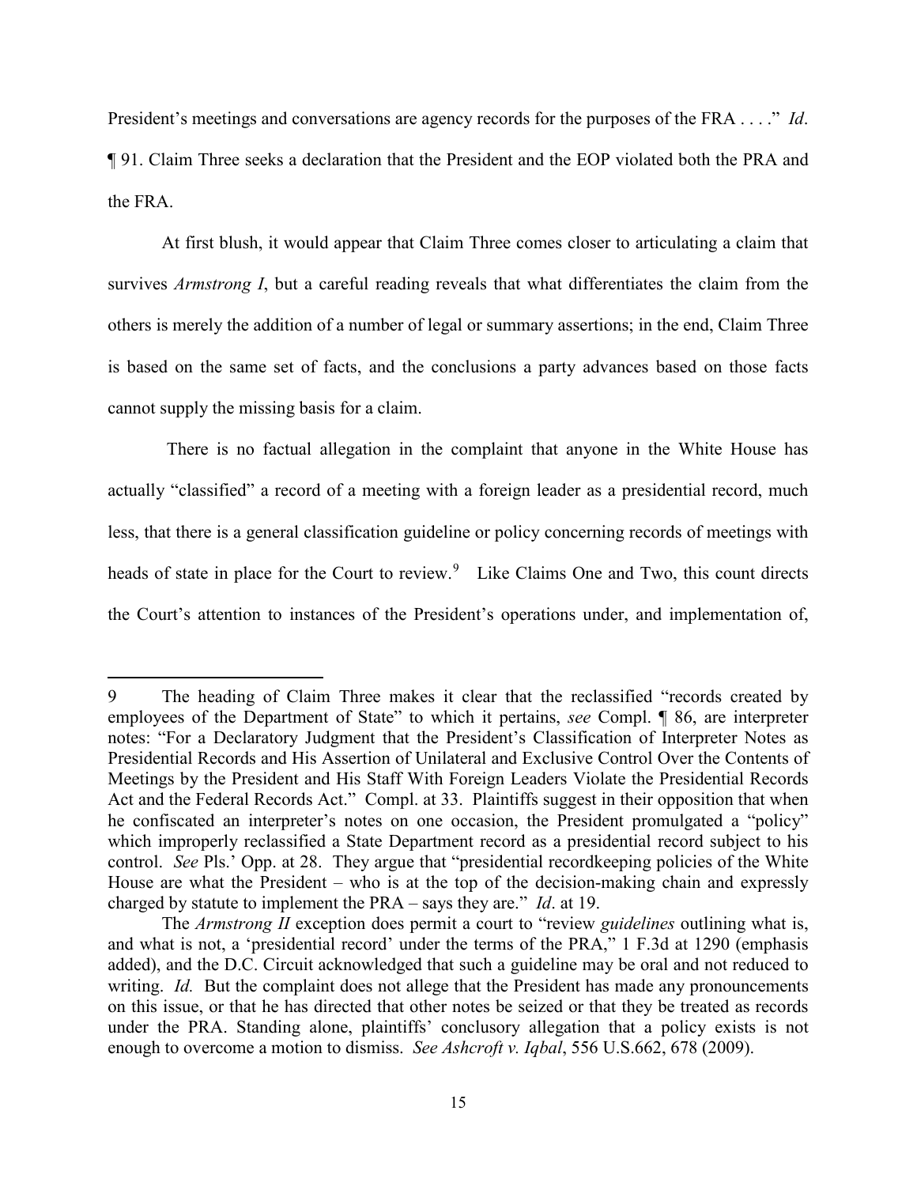President's meetings and conversations are agency records for the purposes of the FRA . . . ." *Id*. ¶ 91. Claim Three seeks a declaration that the President and the EOP violated both the PRA and the FRA.

At first blush, it would appear that Claim Three comes closer to articulating a claim that survives *Armstrong I*, but a careful reading reveals that what differentiates the claim from the others is merely the addition of a number of legal or summary assertions; in the end, Claim Three is based on the same set of facts, and the conclusions a party advances based on those facts cannot supply the missing basis for a claim.

There is no factual allegation in the complaint that anyone in the White House has actually "classified" a record of a meeting with a foreign leader as a presidential record, much less, that there is a general classification guideline or policy concerning records of meetings with heads of state in place for the Court to review.[9] Like Claims One and Two, this count directs the Court's attention to instances of the President's operations under, and implementation of,

---

9 The heading of Claim Three makes it clear that the reclassified "records created by employees of the Department of State" to which it pertains, *see* Compl. ¶ 86, are interpreter notes: "For a Declaratory Judgment that the President's Classification of Interpreter Notes as Presidential Records and His Assertion of Unilateral and Exclusive Control Over the Contents of Meetings by the President and His Staff With Foreign Leaders Violate the Presidential Records Act and the Federal Records Act." Compl. at 33. Plaintiffs suggest in their opposition that when he confiscated an interpreter's notes on one occasion, the President promulgated a "policy" which improperly reclassified a State Department record as a presidential record subject to his control. *See* Pls.' Opp. at 28. They argue that "presidential recordkeeping policies of the White House are what the President – who is at the top of the decision-making chain and expressly charged by statute to implement the PRA – says they are." *Id*. at 19.

The *Armstrong II* exception does permit a court to "review *guidelines* outlining what is, and what is not, a 'presidential record' under the terms of the PRA," 1 F.3d at 1290 (emphasis added), and the D.C. Circuit acknowledged that such a guideline may be oral and not reduced to writing. *Id.* But the complaint does not allege that the President has made any pronouncements on this issue, or that he has directed that other notes be seized or that they be treated as records under the PRA. Standing alone, plaintiffs' conclusory allegation that a policy exists is not enough to overcome a motion to dismiss. *See Ashcroft v. Iqbal*, 556 U.S.662, 678 (2009).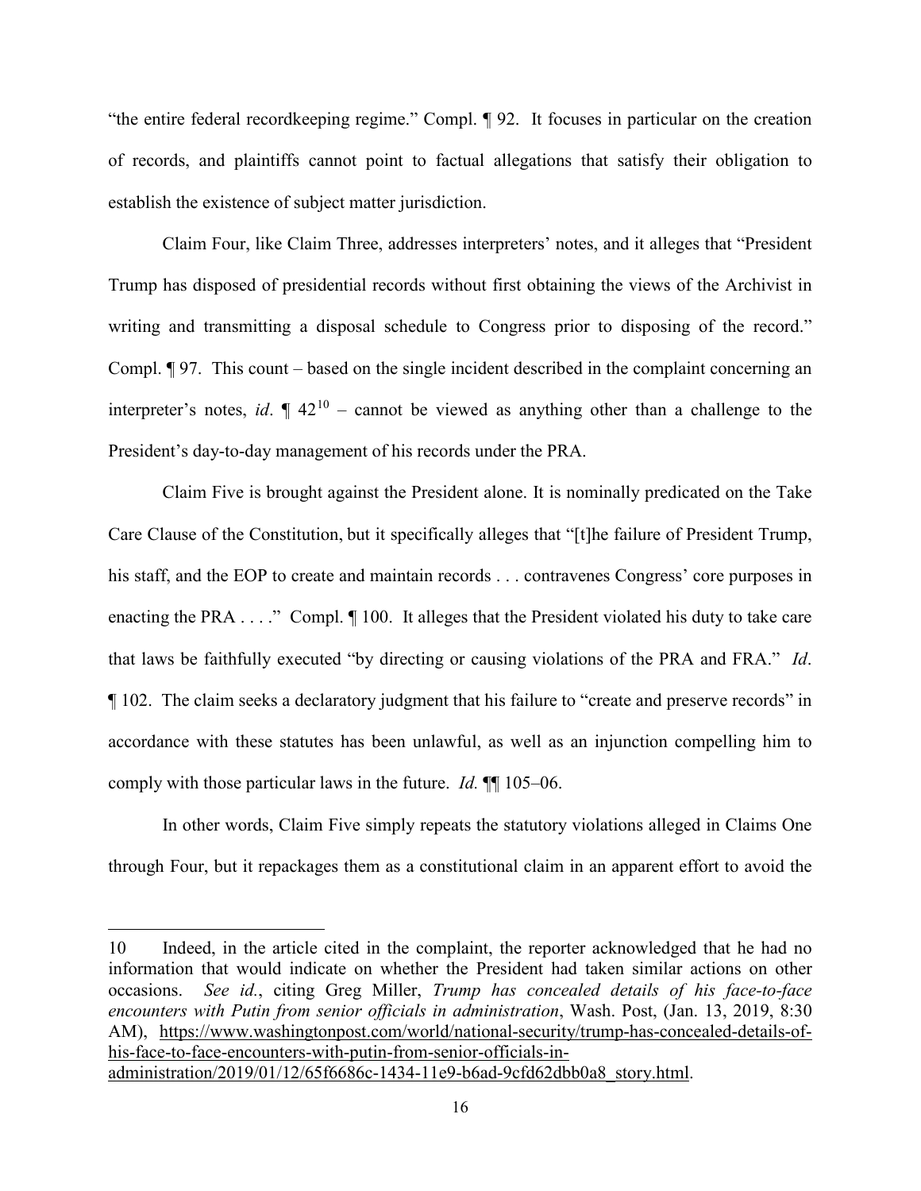"the entire federal recordkeeping regime." Compl. ¶ 92. It focuses in particular on the creation of records, and plaintiffs cannot point to factual allegations that satisfy their obligation to establish the existence of subject matter jurisdiction.

Claim Four, like Claim Three, addresses interpreters' notes, and it alleges that "President Trump has disposed of presidential records without first obtaining the views of the Archivist in writing and transmitting a disposal schedule to Congress prior to disposing of the record." Compl. ¶ 97. This count – based on the single incident described in the complaint concerning an interpreter's notes, *id*. ¶ 42[10] – cannot be viewed as anything other than a challenge to the President's day-to-day management of his records under the PRA.

Claim Five is brought against the President alone. It is nominally predicated on the Take Care Clause of the Constitution, but it specifically alleges that "[t]he failure of President Trump, his staff, and the EOP to create and maintain records . . . contravenes Congress' core purposes in enacting the PRA . . . ." Compl. ¶ 100. It alleges that the President violated his duty to take care that laws be faithfully executed "by directing or causing violations of the PRA and FRA." *Id*. ¶ 102. The claim seeks a declaratory judgment that his failure to "create and preserve records" in accordance with these statutes has been unlawful, as well as an injunction compelling him to comply with those particular laws in the future. *Id.* ¶¶ 105–06.

In other words, Claim Five simply repeats the statutory violations alleged in Claims One through Four, but it repackages them as a constitutional claim in an apparent effort to avoid the

---

10 Indeed, in the article cited in the complaint, the reporter acknowledged that he had no information that would indicate on whether the President had taken similar actions on other occasions. *See id.*, citing Greg Miller, *Trump has concealed details of his face-to-face encounters with Putin from senior officials in administration*, Wash. Post, (Jan. 13, 2019, 8:30 AM), https://www.washingtonpost.com/world/national-security/trump-has-concealed-details-of-his-face-to-face-encounters-with-putin-from-senior-officials-in-administration/2019/01/12/65f6686c-1434-11e9-b6ad-9cfd62dbb0a8_story.html.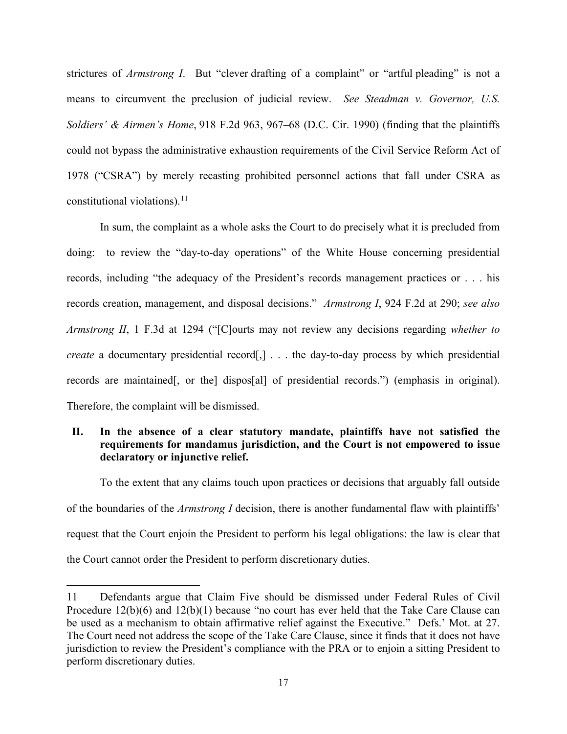strictures of *Armstrong I*. But "clever drafting of a complaint" or "artful pleading" is not a means to circumvent the preclusion of judicial review. *See Steadman v. Governor, U.S. Soldiers' & Airmen's Home*, 918 F.2d 963, 967–68 (D.C. Cir. 1990) (finding that the plaintiffs could not bypass the administrative exhaustion requirements of the Civil Service Reform Act of 1978 ("CSRA") by merely recasting prohibited personnel actions that fall under CSRA as constitutional violations).[11]

In sum, the complaint as a whole asks the Court to do precisely what it is precluded from doing: to review the "day-to-day operations" of the White House concerning presidential records, including "the adequacy of the President's records management practices or . . . his records creation, management, and disposal decisions." *Armstrong I*, 924 F.2d at 290; *see also Armstrong II*, 1 F.3d at 1294 ("[C]ourts may not review any decisions regarding *whether to create* a documentary presidential record[,] . . . the day-to-day process by which presidential records are maintained[, or the] dispos[al] of presidential records.") (emphasis in original). Therefore, the complaint will be dismissed.

## II. In the absence of a clear statutory mandate, plaintiffs have not satisfied the requirements for mandamus jurisdiction, and the Court is not empowered to issue declaratory or injunctive relief.

To the extent that any claims touch upon practices or decisions that arguably fall outside of the boundaries of the *Armstrong I* decision, there is another fundamental flaw with plaintiffs' request that the Court enjoin the President to perform his legal obligations: the law is clear that the Court cannot order the President to perform discretionary duties.

---

11 Defendants argue that Claim Five should be dismissed under Federal Rules of Civil Procedure 12(b)(6) and 12(b)(1) because "no court has ever held that the Take Care Clause can be used as a mechanism to obtain affirmative relief against the Executive." Defs.' Mot. at 27. The Court need not address the scope of the Take Care Clause, since it finds that it does not have jurisdiction to review the President's compliance with the PRA or to enjoin a sitting President to perform discretionary duties.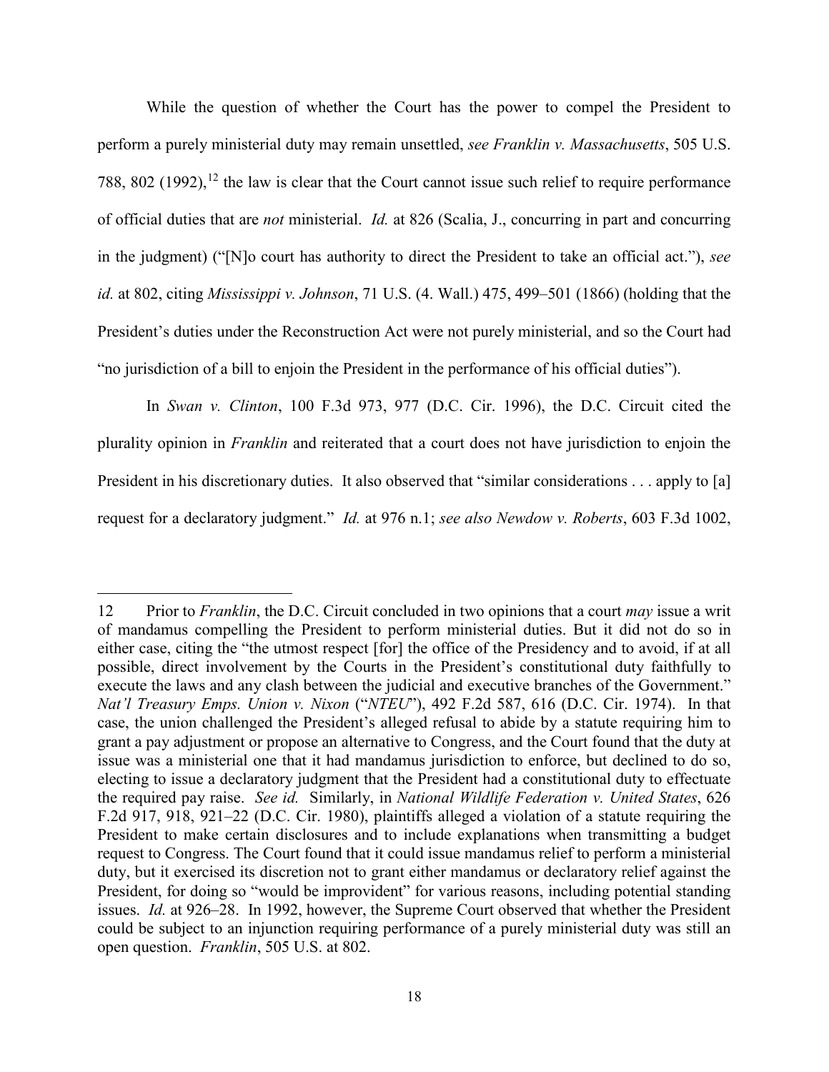While the question of whether the Court has the power to compel the President to perform a purely ministerial duty may remain unsettled, *see Franklin v. Massachusetts*, 505 U.S. 788, 802 (1992),[12] the law is clear that the Court cannot issue such relief to require performance of official duties that are *not* ministerial. *Id.* at 826 (Scalia, J., concurring in part and concurring in the judgment) ("[N]o court has authority to direct the President to take an official act."), *see id.* at 802, citing *Mississippi v. Johnson*, 71 U.S. (4. Wall.) 475, 499–501 (1866) (holding that the President's duties under the Reconstruction Act were not purely ministerial, and so the Court had "no jurisdiction of a bill to enjoin the President in the performance of his official duties").

In *Swan v. Clinton*, 100 F.3d 973, 977 (D.C. Cir. 1996), the D.C. Circuit cited the plurality opinion in *Franklin* and reiterated that a court does not have jurisdiction to enjoin the President in his discretionary duties. It also observed that "similar considerations . . . apply to [a] request for a declaratory judgment." *Id.* at 976 n.1; *see also Newdow v. Roberts*, 603 F.3d 1002,

---

12 Prior to *Franklin*, the D.C. Circuit concluded in two opinions that a court *may* issue a writ of mandamus compelling the President to perform ministerial duties. But it did not do so in either case, citing the "the utmost respect [for] the office of the Presidency and to avoid, if at all possible, direct involvement by the Courts in the President's constitutional duty faithfully to execute the laws and any clash between the judicial and executive branches of the Government." *Nat'l Treasury Emps. Union v. Nixon* ("*NTEU*"), 492 F.2d 587, 616 (D.C. Cir. 1974). In that case, the union challenged the President's alleged refusal to abide by a statute requiring him to grant a pay adjustment or propose an alternative to Congress, and the Court found that the duty at issue was a ministerial one that it had mandamus jurisdiction to enforce, but declined to do so, electing to issue a declaratory judgment that the President had a constitutional duty to effectuate the required pay raise. *See id.* Similarly, in *National Wildlife Federation v. United States*, 626 F.2d 917, 918, 921–22 (D.C. Cir. 1980), plaintiffs alleged a violation of a statute requiring the President to make certain disclosures and to include explanations when transmitting a budget request to Congress. The Court found that it could issue mandamus relief to perform a ministerial duty, but it exercised its discretion not to grant either mandamus or declaratory relief against the President, for doing so "would be improvident" for various reasons, including potential standing issues. *Id.* at 926–28. In 1992, however, the Supreme Court observed that whether the President could be subject to an injunction requiring performance of a purely ministerial duty was still an open question. *Franklin*, 505 U.S. at 802.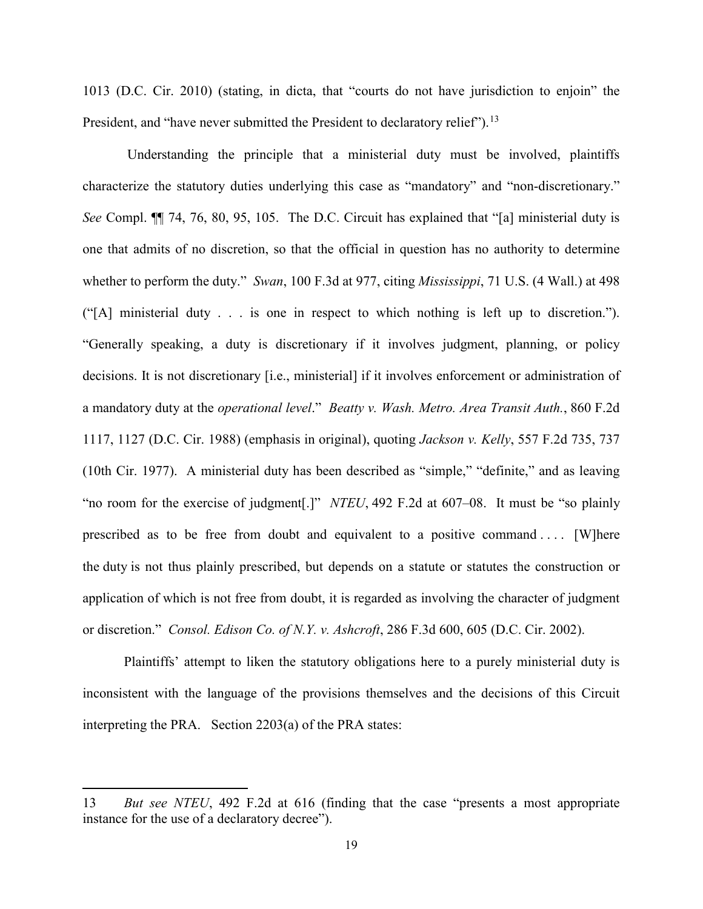1013 (D.C. Cir. 2010) (stating, in dicta, that "courts do not have jurisdiction to enjoin" the President, and "have never submitted the President to declaratory relief").[13]

Understanding the principle that a ministerial duty must be involved, plaintiffs characterize the statutory duties underlying this case as "mandatory" and "non-discretionary." *See* Compl. ¶¶ 74, 76, 80, 95, 105. The D.C. Circuit has explained that "[a] ministerial duty is one that admits of no discretion, so that the official in question has no authority to determine whether to perform the duty." *Swan*, 100 F.3d at 977, citing *Mississippi*, 71 U.S. (4 Wall.) at 498 ("[A] ministerial duty . . . is one in respect to which nothing is left up to discretion."). "Generally speaking, a duty is discretionary if it involves judgment, planning, or policy decisions. It is not discretionary [i.e., ministerial] if it involves enforcement or administration of a mandatory duty at the *operational level*." *Beatty v. Wash. Metro. Area Transit Auth.*, 860 F.2d 1117, 1127 (D.C. Cir. 1988) (emphasis in original), quoting *Jackson v. Kelly*, 557 F.2d 735, 737 (10th Cir. 1977). A ministerial duty has been described as "simple," "definite," and as leaving "no room for the exercise of judgment[.]" *NTEU*, 492 F.2d at 607–08. It must be "so plainly prescribed as to be free from doubt and equivalent to a positive command . . . . [W]here the duty is not thus plainly prescribed, but depends on a statute or statutes the construction or application of which is not free from doubt, it is regarded as involving the character of judgment or discretion." *Consol. Edison Co. of N.Y. v. Ashcroft*, 286 F.3d 600, 605 (D.C. Cir. 2002).

Plaintiffs' attempt to liken the statutory obligations here to a purely ministerial duty is inconsistent with the language of the provisions themselves and the decisions of this Circuit interpreting the PRA. Section 2203(a) of the PRA states:

---

13 *But see NTEU*, 492 F.2d at 616 (finding that the case "presents a most appropriate instance for the use of a declaratory decree").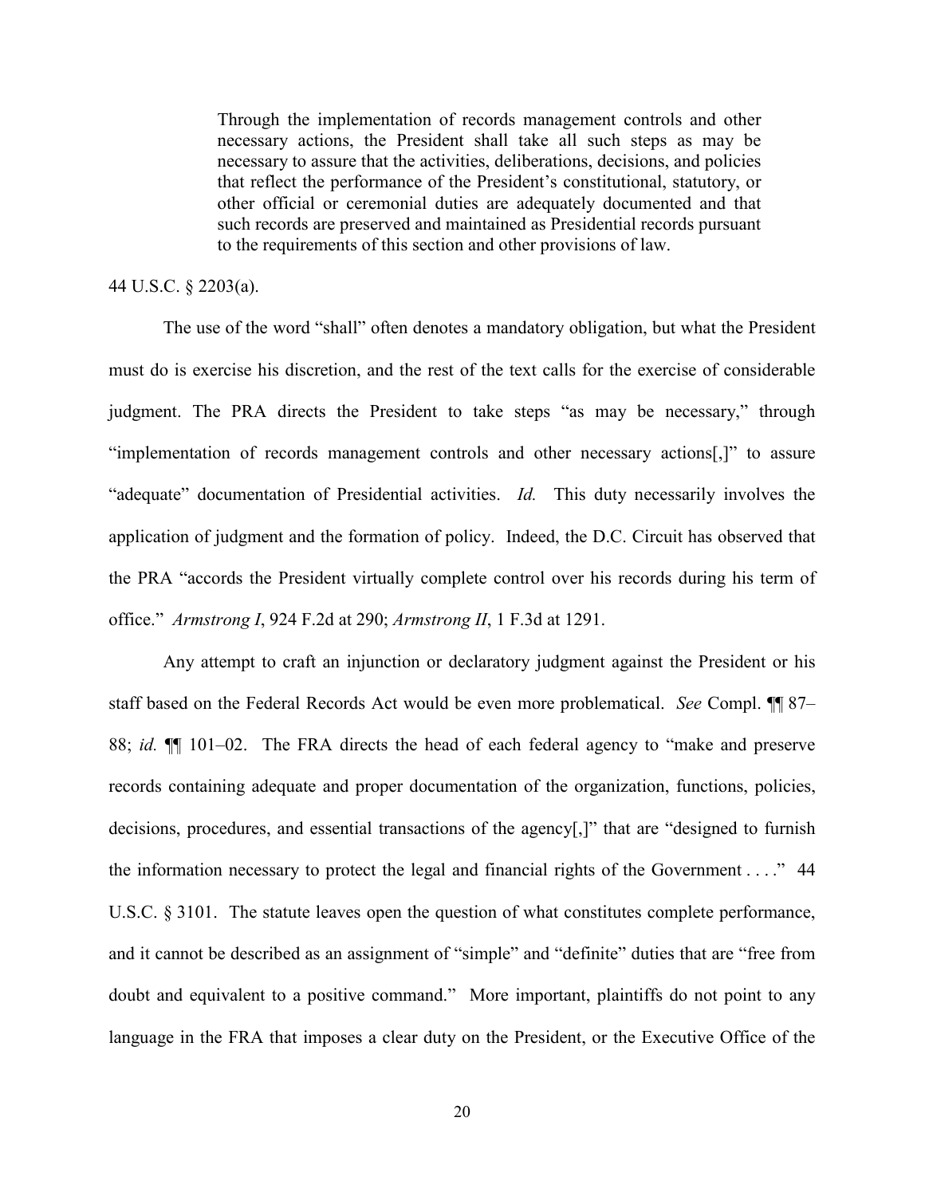> Through the implementation of records management controls and other necessary actions, the President shall take all such steps as may be necessary to assure that the activities, deliberations, decisions, and policies that reflect the performance of the President's constitutional, statutory, or other official or ceremonial duties are adequately documented and that such records are preserved and maintained as Presidential records pursuant to the requirements of this section and other provisions of law.

44 U.S.C. § 2203(a).

The use of the word "shall" often denotes a mandatory obligation, but what the President must do is exercise his discretion, and the rest of the text calls for the exercise of considerable judgment. The PRA directs the President to take steps "as may be necessary," through "implementation of records management controls and other necessary actions[,]" to assure "adequate" documentation of Presidential activities. *Id.* This duty necessarily involves the application of judgment and the formation of policy. Indeed, the D.C. Circuit has observed that the PRA "accords the President virtually complete control over his records during his term of office." *Armstrong I*, 924 F.2d at 290; *Armstrong II*, 1 F.3d at 1291.

Any attempt to craft an injunction or declaratory judgment against the President or his staff based on the Federal Records Act would be even more problematical. *See* Compl. ¶¶ 87–88; *id.* ¶¶ 101–02. The FRA directs the head of each federal agency to "make and preserve records containing adequate and proper documentation of the organization, functions, policies, decisions, procedures, and essential transactions of the agency[,]" that are "designed to furnish the information necessary to protect the legal and financial rights of the Government . . . ." 44 U.S.C. § 3101. The statute leaves open the question of what constitutes complete performance, and it cannot be described as an assignment of "simple" and "definite" duties that are "free from doubt and equivalent to a positive command." More important, plaintiffs do not point to any language in the FRA that imposes a clear duty on the President, or the Executive Office of the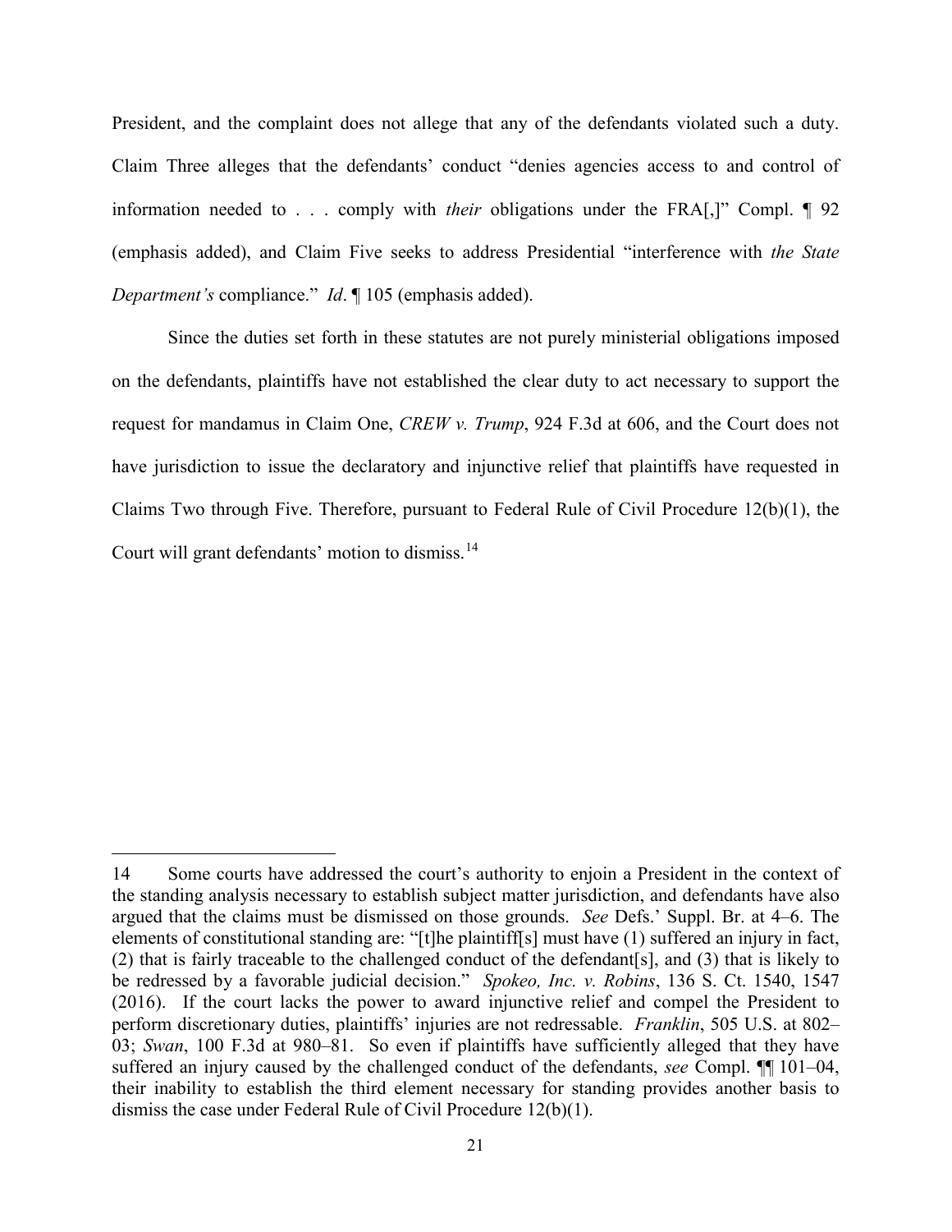President, and the complaint does not allege that any of the defendants violated such a duty. Claim Three alleges that the defendants' conduct "denies agencies access to and control of information needed to . . . comply with *their* obligations under the FRA[,]" Compl. ¶ 92 (emphasis added), and Claim Five seeks to address Presidential "interference with *the State Department's* compliance." *Id*. ¶ 105 (emphasis added).

Since the duties set forth in these statutes are not purely ministerial obligations imposed on the defendants, plaintiffs have not established the clear duty to act necessary to support the request for mandamus in Claim One, *CREW v. Trump*, 924 F.3d at 606, and the Court does not have jurisdiction to issue the declaratory and injunctive relief that plaintiffs have requested in Claims Two through Five. Therefore, pursuant to Federal Rule of Civil Procedure 12(b)(1), the Court will grant defendants' motion to dismiss.[14]

---

14 Some courts have addressed the court's authority to enjoin a President in the context of the standing analysis necessary to establish subject matter jurisdiction, and defendants have also argued that the claims must be dismissed on those grounds. *See* Defs.' Suppl. Br. at 4–6. The elements of constitutional standing are: "[t]he plaintiff[s] must have (1) suffered an injury in fact, (2) that is fairly traceable to the challenged conduct of the defendant[s], and (3) that is likely to be redressed by a favorable judicial decision." *Spokeo, Inc. v. Robins*, 136 S. Ct. 1540, 1547 (2016). If the court lacks the power to award injunctive relief and compel the President to perform discretionary duties, plaintiffs' injuries are not redressable. *Franklin*, 505 U.S. at 802–03; *Swan*, 100 F.3d at 980–81. So even if plaintiffs have sufficiently alleged that they have suffered an injury caused by the challenged conduct of the defendants, *see* Compl. ¶¶ 101–04, their inability to establish the third element necessary for standing provides another basis to dismiss the case under Federal Rule of Civil Procedure 12(b)(1).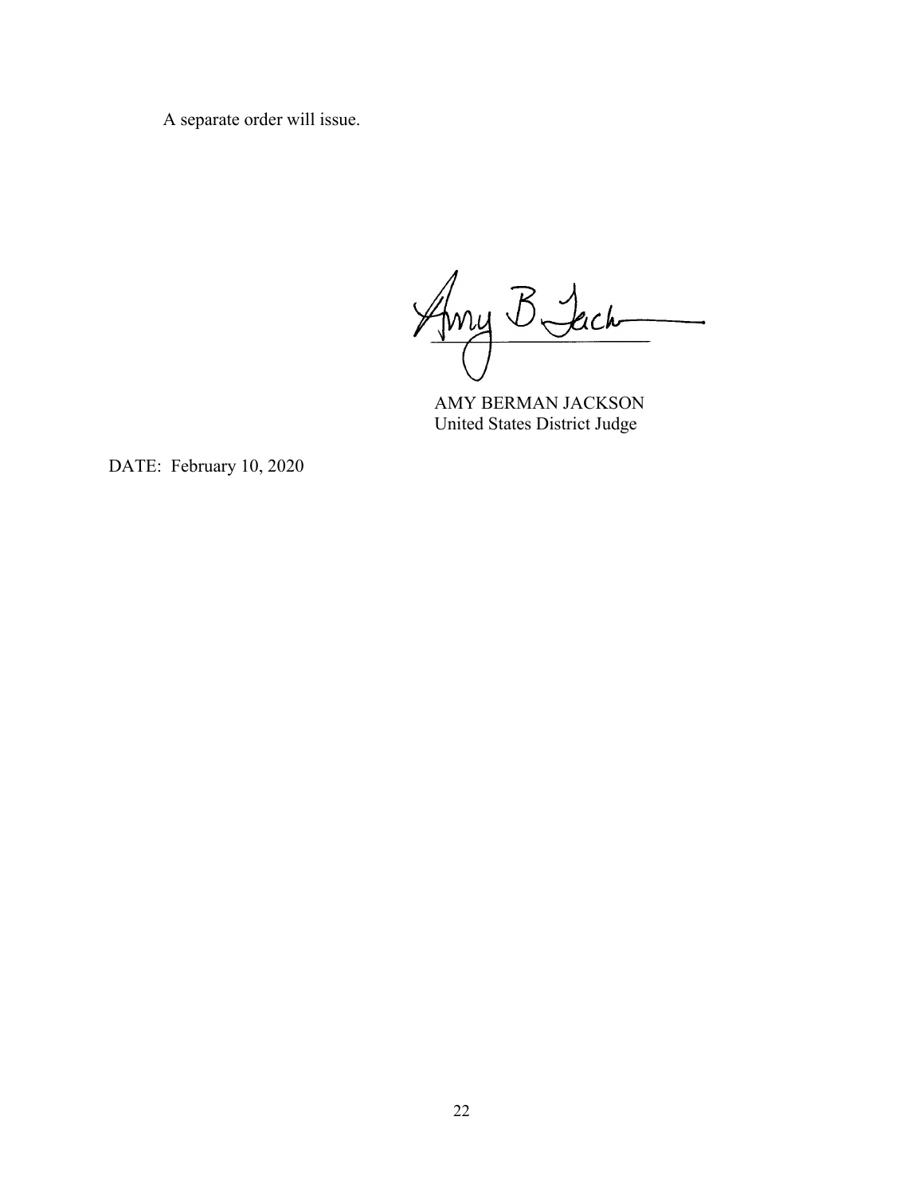A separate order will issue.

AMY BERMAN JACKSON
United States District Judge

DATE: February 10, 2020